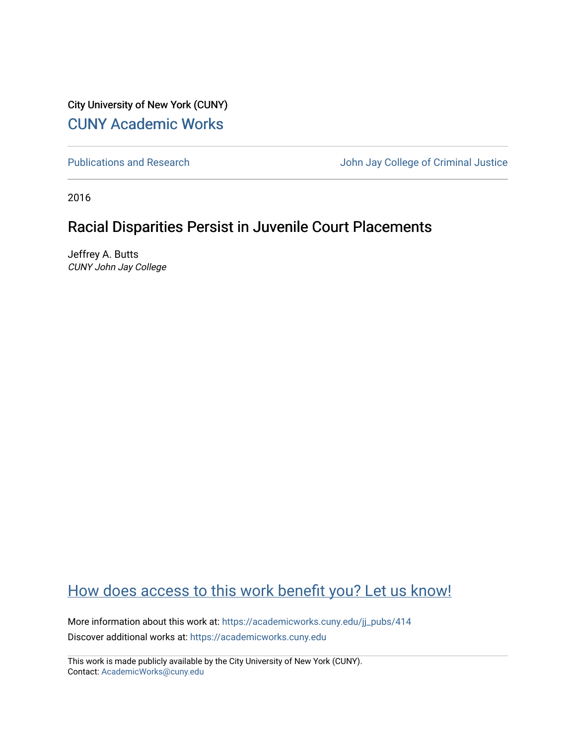City University of New York (CUNY)

CUNY Academic Works

Publications and Research

John Jay College of Criminal Justice

2016

# Racial Disparities Persist in Juvenile Court Placements

Jeffrey A. Butts
*CUNY John Jay College*

How does access to this work benefit you? Let us know!

More information about this work at: https://academicworks.cuny.edu/jj_pubs/414
Discover additional works at: https://academicworks.cuny.edu

This work is made publicly available by the City University of New York (CUNY).
Contact: AcademicWorks@cuny.edu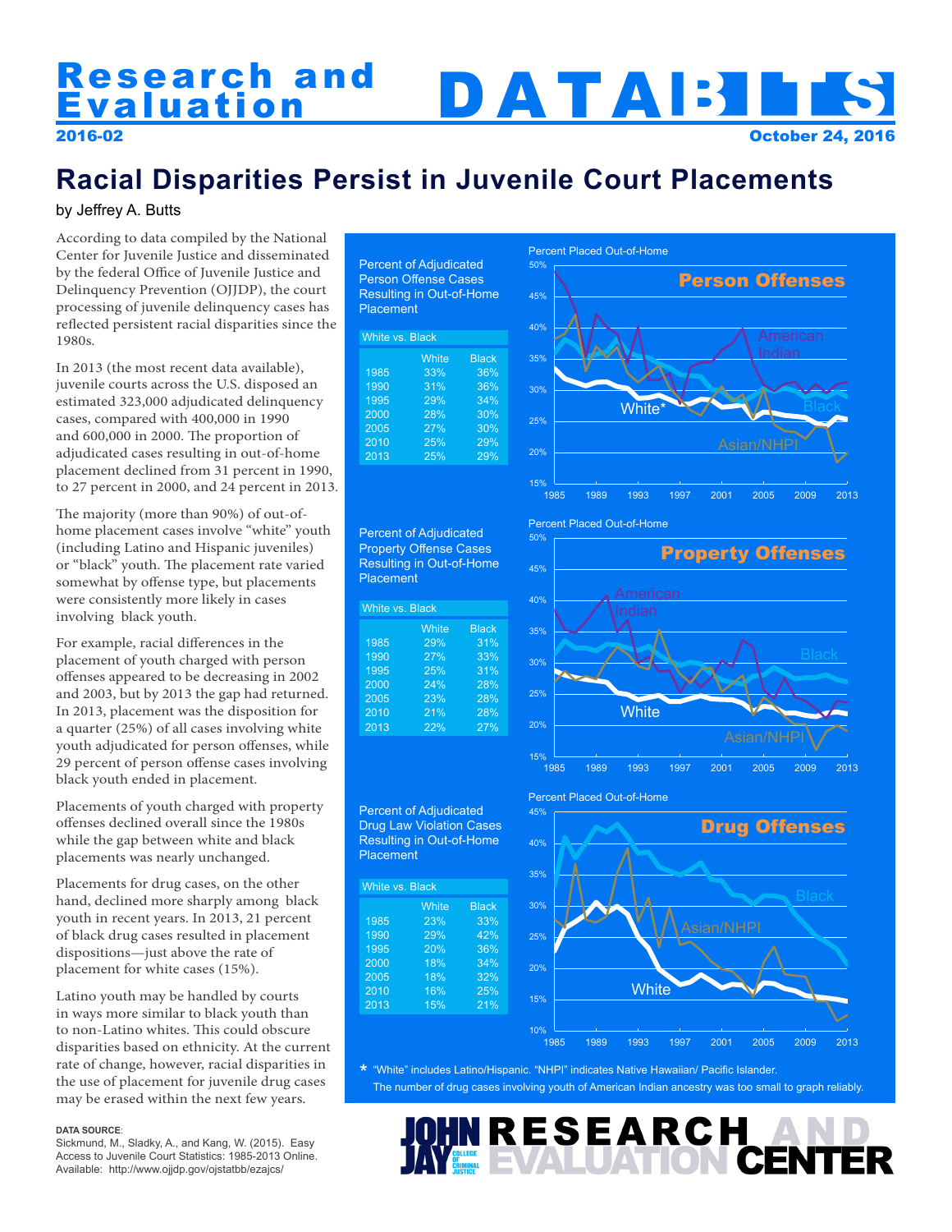# Research and Evaluation DATABITS

2016-02

October 24, 2016

# Racial Disparities Persist in Juvenile Court Placements

by Jeffrey A. Butts

According to data compiled by the National Center for Juvenile Justice and disseminated by the federal Office of Juvenile Justice and Delinquency Prevention (OJJDP), the court processing of juvenile delinquency cases has reflected persistent racial disparities since the 1980s.

In 2013 (the most recent data available), juvenile courts across the U.S. disposed an estimated 323,000 adjudicated delinquency cases, compared with 400,000 in 1990 and 600,000 in 2000. The proportion of adjudicated cases resulting in out-of-home placement declined from 31 percent in 1990, to 27 percent in 2000, and 24 percent in 2013.

The majority (more than 90%) of out-of-home placement cases involve "white" youth (including Latino and Hispanic juveniles) or "black" youth. The placement rate varied somewhat by offense type, but placements were consistently more likely in cases involving black youth.

For example, racial differences in the placement of youth charged with person offenses appeared to be decreasing in 2002 and 2003, but by 2013 the gap had returned. In 2013, placement was the disposition for a quarter (25%) of all cases involving white youth adjudicated for person offenses, while 29 percent of person offense cases involving black youth ended in placement.

Placements of youth charged with property offenses declined overall since the 1980s while the gap between white and black placements was nearly unchanged.

Placements for drug cases, on the other hand, declined more sharply among black youth in recent years. In 2013, 21 percent of black drug cases resulted in placement dispositions—just above the rate of placement for white cases (15%).

Latino youth may be handled by courts in ways more similar to black youth than to non-Latino whites. This could obscure disparities based on ethnicity. At the current rate of change, however, racial disparities in the use of placement for juvenile drug cases may be erased within the next few years.

Percent of Adjudicated Person Offense Cases Resulting in Out-of-Home Placement

White vs. Black

| | White | Black |
|---|---|---|
| 1985 | 33% | 36% |
| 1990 | 31% | 36% |
| 1995 | 29% | 34% |
| 2000 | 28% | 30% |
| 2005 | 27% | 30% |
| 2010 | 25% | 29% |
| 2013 | 25% | 29% |

Percent Placed Out-of-Home

Person Offenses

50%
45%
40%
35%
30%
25%
20%
15%

1985 1989 1993 1997 2001 2005 2009 2013

American Indian
White*
Black
Asian/NHPI

Percent of Adjudicated Property Offense Cases Resulting in Out-of-Home Placement

White vs. Black

| | White | Black |
|---|---|---|
| 1985 | 29% | 31% |
| 1990 | 27% | 33% |
| 1995 | 25% | 31% |
| 2000 | 24% | 28% |
| 2005 | 23% | 28% |
| 2010 | 21% | 28% |
| 2013 | 22% | 27% |

Percent Placed Out-of-Home

Property Offenses

50%
45%
40%
35%
30%
25%
20%
15%

1985 1989 1993 1997 2001 2005 2009 2013

American Indian
Black
White
Asian/NHPI

Percent of Adjudicated Drug Law Violation Cases Resulting in Out-of-Home Placement

White vs. Black

| | White | Black |
|---|---|---|
| 1985 | 23% | 33% |
| 1990 | 29% | 42% |
| 1995 | 20% | 36% |
| 2000 | 18% | 34% |
| 2005 | 18% | 32% |
| 2010 | 16% | 25% |
| 2013 | 15% | 21% |

Percent Placed Out-of-Home

Drug Offenses

45%
40%
35%
30%
25%
20%
15%
10%

1985 1989 1993 1997 2001 2005 2009 2013

Black
Asian/NHPI
White

* "White" includes Latino/Hispanic. "NHPI" indicates Native Hawaiian/ Pacific Islander.
The number of drug cases involving youth of American Indian ancestry was too small to graph reliably.

**DATA SOURCE**:
Sickmund, M., Sladky, A., and Kang, W. (2015). Easy Access to Juvenile Court Statistics: 1985-2013 Online. Available: http://www.ojjdp.gov/ojstatbb/ezajcs/

JOHN JAY COLLEGE OF CRIMINAL JUSTICE RESEARCH AND EVALUATION CENTER